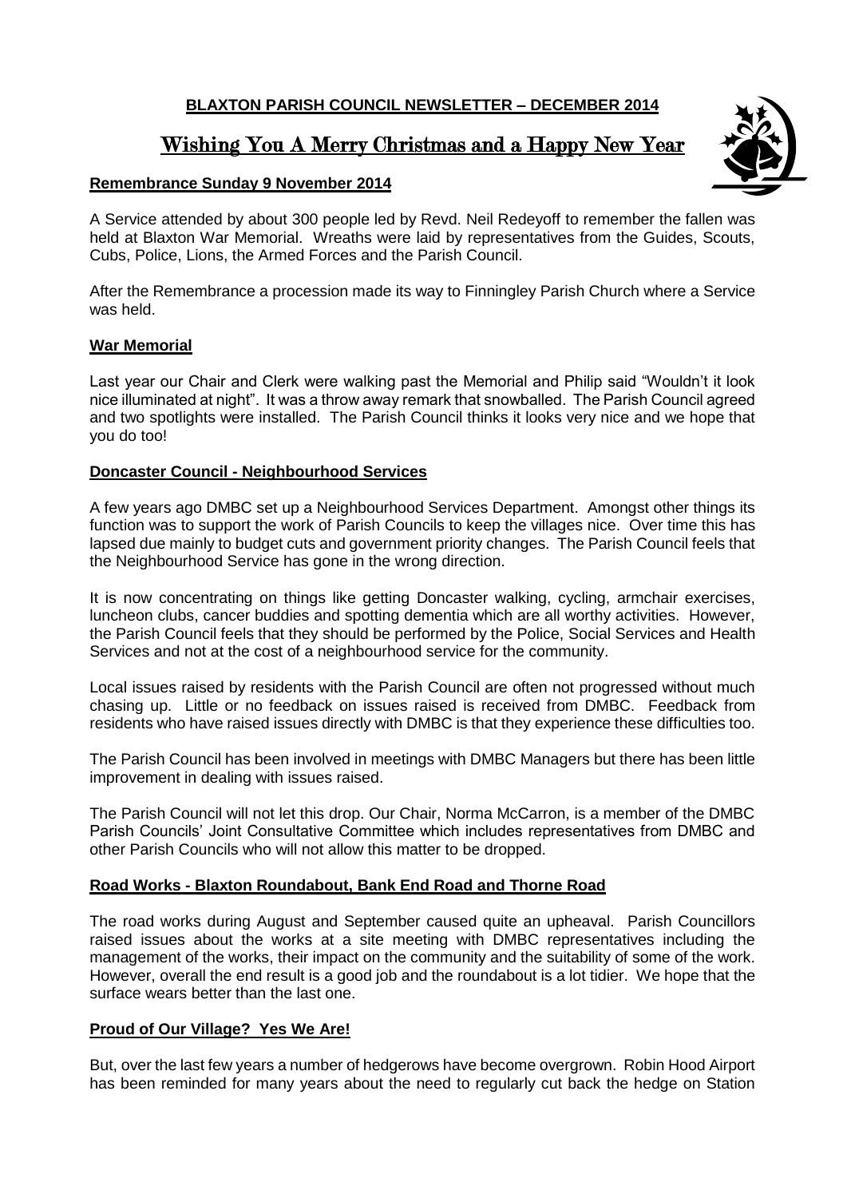# **BLAXTON PARISH COUNCIL NEWSLETTER – DECEMBER 2014**

## Wishing You A Merry Christmas and a Happy New Year

### **Remembrance Sunday 9 November 2014**

A Service attended by about 300 people led by Revd. Neil Redeyoff to remember the fallen was held at Blaxton War Memorial. Wreaths were laid by representatives from the Guides, Scouts, Cubs, Police, Lions, the Armed Forces and the Parish Council.

After the Remembrance a procession made its way to Finningley Parish Church where a Service was held.

### **War Memorial**

Last year our Chair and Clerk were walking past the Memorial and Philip said "Wouldn't it look nice illuminated at night". It was a throw away remark that snowballed. The Parish Council agreed and two spotlights were installed. The Parish Council thinks it looks very nice and we hope that you do too!

### **Doncaster Council - Neighbourhood Services**

A few years ago DMBC set up a Neighbourhood Services Department. Amongst other things its function was to support the work of Parish Councils to keep the villages nice. Over time this has lapsed due mainly to budget cuts and government priority changes. The Parish Council feels that the Neighbourhood Service has gone in the wrong direction.

It is now concentrating on things like getting Doncaster walking, cycling, armchair exercises, luncheon clubs, cancer buddies and spotting dementia which are all worthy activities. However, the Parish Council feels that they should be performed by the Police, Social Services and Health Services and not at the cost of a neighbourhood service for the community.

Local issues raised by residents with the Parish Council are often not progressed without much chasing up. Little or no feedback on issues raised is received from DMBC. Feedback from residents who have raised issues directly with DMBC is that they experience these difficulties too.

The Parish Council has been involved in meetings with DMBC Managers but there has been little improvement in dealing with issues raised.

The Parish Council will not let this drop. Our Chair, Norma McCarron, is a member of the DMBC Parish Councils' Joint Consultative Committee which includes representatives from DMBC and other Parish Councils who will not allow this matter to be dropped.

### **Road Works - Blaxton Roundabout, Bank End Road and Thorne Road**

The road works during August and September caused quite an upheaval. Parish Councillors raised issues about the works at a site meeting with DMBC representatives including the management of the works, their impact on the community and the suitability of some of the work. However, overall the end result is a good job and the roundabout is a lot tidier. We hope that the surface wears better than the last one.

### **Proud of Our Village? Yes We Are!**

But, over the last few years a number of hedgerows have become overgrown. Robin Hood Airport has been reminded for many years about the need to regularly cut back the hedge on Station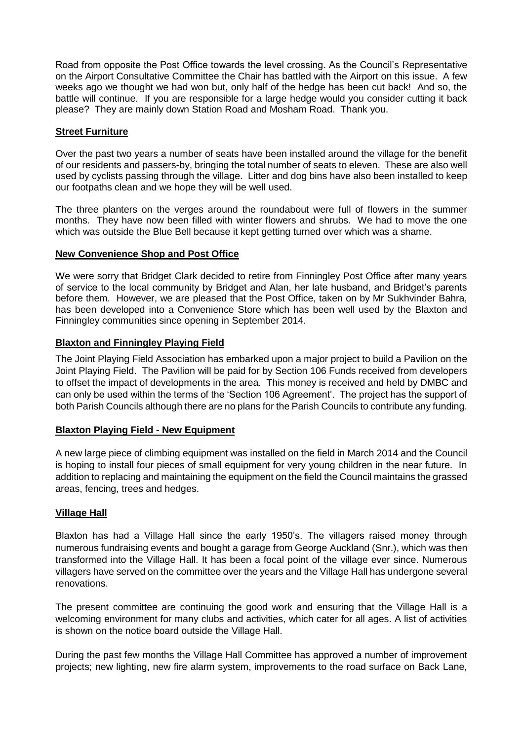Road from opposite the Post Office towards the level crossing. As the Council's Representative on the Airport Consultative Committee the Chair has battled with the Airport on this issue. A few weeks ago we thought we had won but, only half of the hedge has been cut back! And so, the battle will continue. If you are responsible for a large hedge would you consider cutting it back please? They are mainly down Station Road and Mosham Road. Thank you.

## **Street Furniture**

Over the past two years a number of seats have been installed around the village for the benefit of our residents and passers-by, bringing the total number of seats to eleven. These are also well used by cyclists passing through the village. Litter and dog bins have also been installed to keep our footpaths clean and we hope they will be well used.

The three planters on the verges around the roundabout were full of flowers in the summer months. They have now been filled with winter flowers and shrubs. We had to move the one which was outside the Blue Bell because it kept getting turned over which was a shame.

## **New Convenience Shop and Post Office**

We were sorry that Bridget Clark decided to retire from Finningley Post Office after many years of service to the local community by Bridget and Alan, her late husband, and Bridget's parents before them. However, we are pleased that the Post Office, taken on by Mr Sukhvinder Bahra, has been developed into a Convenience Store which has been well used by the Blaxton and Finningley communities since opening in September 2014.

## **Blaxton and Finningley Playing Field**

The Joint Playing Field Association has embarked upon a major project to build a Pavilion on the Joint Playing Field. The Pavilion will be paid for by Section 106 Funds received from developers to offset the impact of developments in the area. This money is received and held by DMBC and can only be used within the terms of the 'Section 106 Agreement'. The project has the support of both Parish Councils although there are no plans for the Parish Councils to contribute any funding.

## **Blaxton Playing Field - New Equipment**

A new large piece of climbing equipment was installed on the field in March 2014 and the Council is hoping to install four pieces of small equipment for very young children in the near future. In addition to replacing and maintaining the equipment on the field the Council maintains the grassed areas, fencing, trees and hedges.

## **Village Hall**

Blaxton has had a Village Hall since the early 1950's. The villagers raised money through numerous fundraising events and bought a garage from George Auckland (Snr.), which was then transformed into the Village Hall. It has been a focal point of the village ever since. Numerous villagers have served on the committee over the years and the Village Hall has undergone several renovations.

The present committee are continuing the good work and ensuring that the Village Hall is a welcoming environment for many clubs and activities, which cater for all ages. A list of activities is shown on the notice board outside the Village Hall.

During the past few months the Village Hall Committee has approved a number of improvement projects; new lighting, new fire alarm system, improvements to the road surface on Back Lane,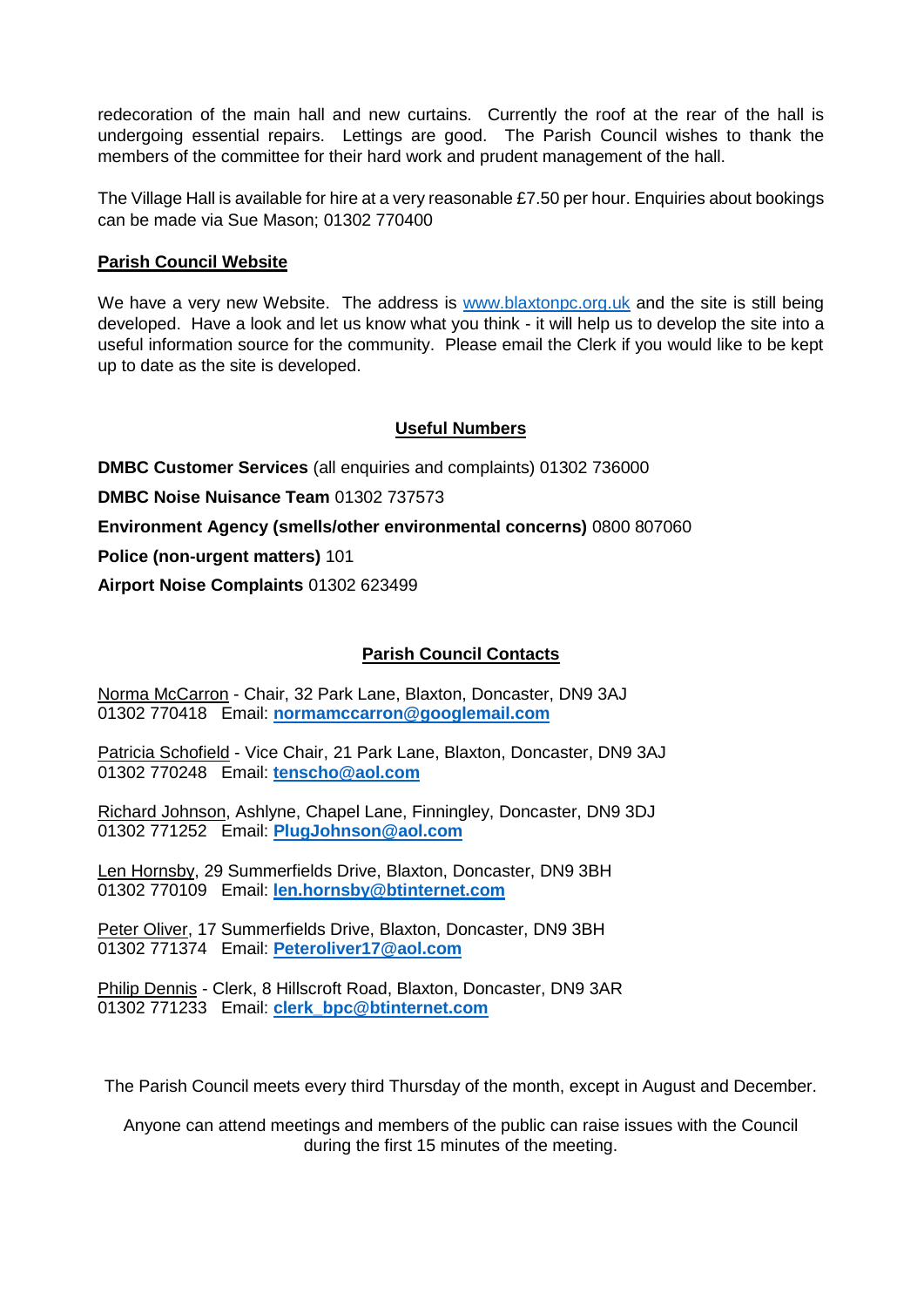redecoration of the main hall and new curtains. Currently the roof at the rear of the hall is undergoing essential repairs. Lettings are good. The Parish Council wishes to thank the members of the committee for their hard work and prudent management of the hall.

The Village Hall is available for hire at a very reasonable £7.50 per hour. Enquiries about bookings can be made via Sue Mason; 01302 770400

## Parish Council Website

We have a very new Website. The address is www.blaxtonpc.org.uk and the site is still being developed. Have a look and let us know what you think - it will help us to develop the site into a useful information source for the community. Please email the Clerk if you would like to be kept up to date as the site is developed.

## Useful Numbers

**DMBC Customer Services** (all enquiries and complaints) 01302 736000

**DMBC Noise Nuisance Team** 01302 737573

**Environment Agency (smells/other environmental concerns)** 0800 807060

**Police (non-urgent matters)** 101

**Airport Noise Complaints** 01302 623499

## Parish Council Contacts

Norma McCarron - Chair, 32 Park Lane, Blaxton, Doncaster, DN9 3AJ
01302 770418 Email: **normamccarron@googlemail.com**

Patricia Schofield - Vice Chair, 21 Park Lane, Blaxton, Doncaster, DN9 3AJ
01302 770248 Email: **tenscho@aol.com**

Richard Johnson, Ashlyne, Chapel Lane, Finningley, Doncaster, DN9 3DJ
01302 771252 Email: **PlugJohnson@aol.com**

Len Hornsby, 29 Summerfields Drive, Blaxton, Doncaster, DN9 3BH
01302 770109 Email: **len.hornsby@btinternet.com**

Peter Oliver, 17 Summerfields Drive, Blaxton, Doncaster, DN9 3BH
01302 771374 Email: **Peteroliver17@aol.com**

Philip Dennis - Clerk, 8 Hillscroft Road, Blaxton, Doncaster, DN9 3AR
01302 771233 Email: **clerk_bpc@btinternet.com**

The Parish Council meets every third Thursday of the month, except in August and December.

Anyone can attend meetings and members of the public can raise issues with the Council during the first 15 minutes of the meeting.